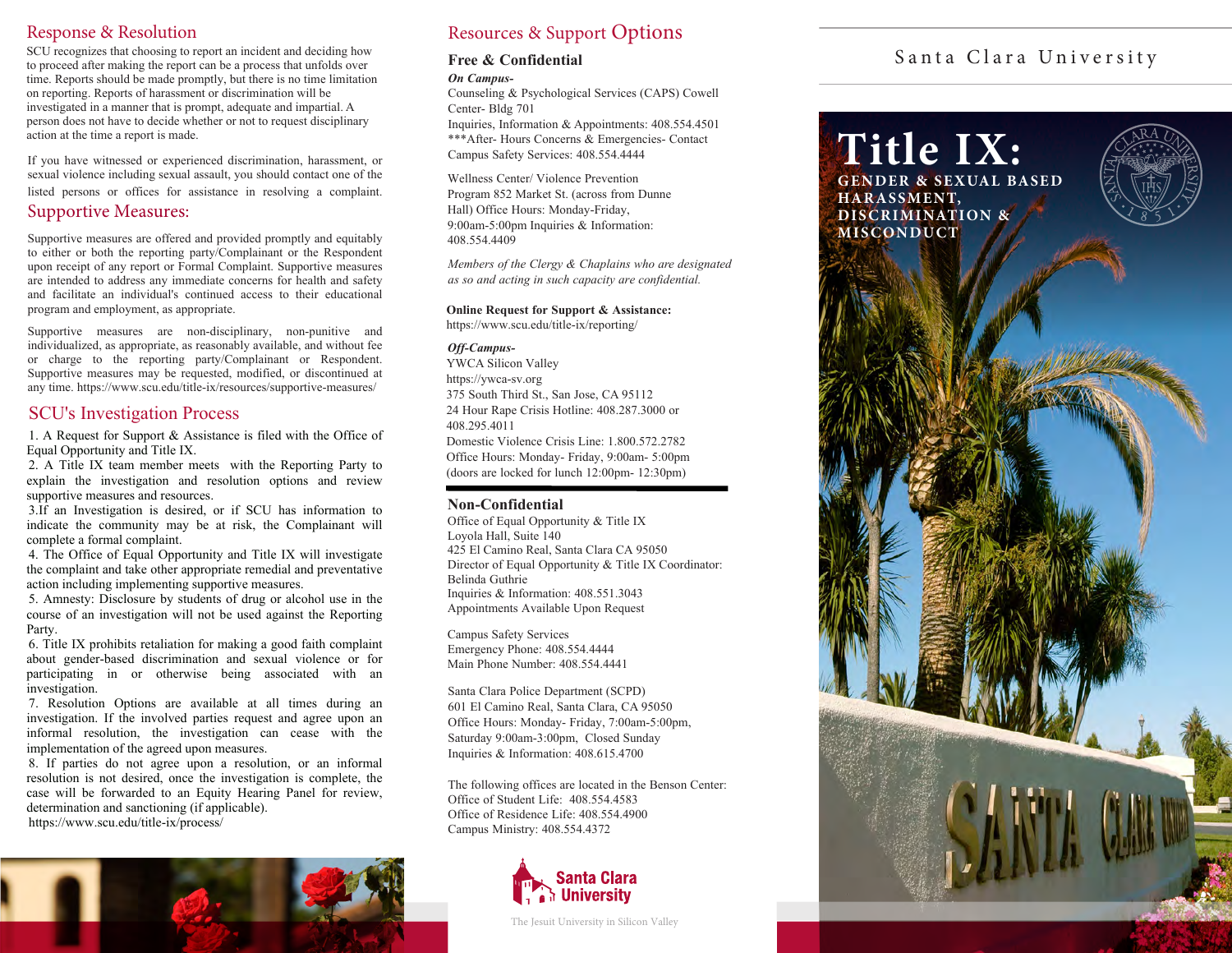## Response & Resolution

SCU recognizes that choosing to report an incident and deciding how to proceed after making the report can be a process that unfolds over time. Reports should be made promptly, but there is no time limitation on reporting. Reports of harassment or discrimination will be investigated in a manner that is prompt, adequate and impartial. A person does not have to decide whether or not to request disciplinary action at the time a report is made.

If you have witnessed or experienced discrimination, harassment, or sexual violence including sexual assault, you should contact one of the listed persons or offices for assistance in resolving a complaint.

## Supportive Measures:

Supportive measures are offered and provided promptly and equitably to either or both the reporting party/Complainant or the Respondent upon receipt of any report or Formal Complaint. Supportive measures are intended to address any immediate concerns for health and safety and facilitate an individual's continued access to their educational program and employment, as appropriate.

Supportive measures are non-disciplinary, non-punitive and individualized, as appropriate, as reasonably available, and without fee or charge to the reporting party/Complainant or Respondent. Supportive measures may be requested, modified, or discontinued at any time. https://www.scu.edu/title-ix/resources/supportive-measures/

## SCU's Investigation Process

1. A Request for Support & Assistance is filed with the Office of Equal Opportunity and Title IX.
2. A Title IX team member meets with the Reporting Party to explain the investigation and resolution options and review supportive measures and resources.
3. If an Investigation is desired, or if SCU has information to indicate the community may be at risk, the Complainant will complete a formal complaint.
4. The Office of Equal Opportunity and Title IX will investigate the complaint and take other appropriate remedial and preventative action including implementing supportive measures.
5. Amnesty: Disclosure by students of drug or alcohol use in the course of an investigation will not be used against the Reporting Party.
6. Title IX prohibits retaliation for making a good faith complaint about gender-based discrimination and sexual violence or for participating in or otherwise being associated with an investigation.
7. Resolution Options are available at all times during an investigation. If the involved parties request and agree upon an informal resolution, the investigation can cease with the implementation of the agreed upon measures.
8. If parties do not agree upon a resolution, or an informal resolution is not desired, once the investigation is complete, the case will be forwarded to an Equity Hearing Panel for review, determination and sanctioning (if applicable).

https://www.scu.edu/title-ix/process/

## Resources & Support Options

### Free & Confidential

***On Campus-***

Counseling & Psychological Services (CAPS) Cowell Center- Bldg 701
Inquiries, Information & Appointments: 408.554.4501
***After- Hours Concerns & Emergencies- Contact Campus Safety Services: 408.554.4444

Wellness Center/ Violence Prevention Program 852 Market St. (across from Dunne Hall) Office Hours: Monday-Friday, 9:00am-5:00pm Inquiries & Information: 408.554.4409

*Members of the Clergy & Chaplains who are designated as so and acting in such capacity are confidential.*

**Online Request for Support & Assistance:**
https://www.scu.edu/title-ix/reporting/

***Off-Campus-***

YWCA Silicon Valley
https://ywca-sv.org
375 South Third St., San Jose, CA 95112
24 Hour Rape Crisis Hotline: 408.287.3000 or 408.295.4011
Domestic Violence Crisis Line: 1.800.572.2782
Office Hours: Monday- Friday, 9:00am- 5:00pm (doors are locked for lunch 12:00pm- 12:30pm)

### Non-Confidential

Office of Equal Opportunity & Title IX
Loyola Hall, Suite 140
425 El Camino Real, Santa Clara CA 95050
Director of Equal Opportunity & Title IX Coordinator: Belinda Guthrie
Inquiries & Information: 408.551.3043
Appointments Available Upon Request

Campus Safety Services
Emergency Phone: 408.554.4444
Main Phone Number: 408.554.4441

Santa Clara Police Department (SCPD)
601 El Camino Real, Santa Clara, CA 95050
Office Hours: Monday- Friday, 7:00am-5:00pm, Saturday 9:00am-3:00pm, Closed Sunday
Inquiries & Information: 408.615.4700

The following offices are located in the Benson Center:
Office of Student Life: 408.554.4583
Office of Residence Life: 408.554.4900
Campus Ministry: 408.554.4372

Santa Clara University
The Jesuit University in Silicon Valley

Santa Clara University

# Title IX:

## GENDER & SEXUAL BASED HARASSMENT, DISCRIMINATION & MISCONDUCT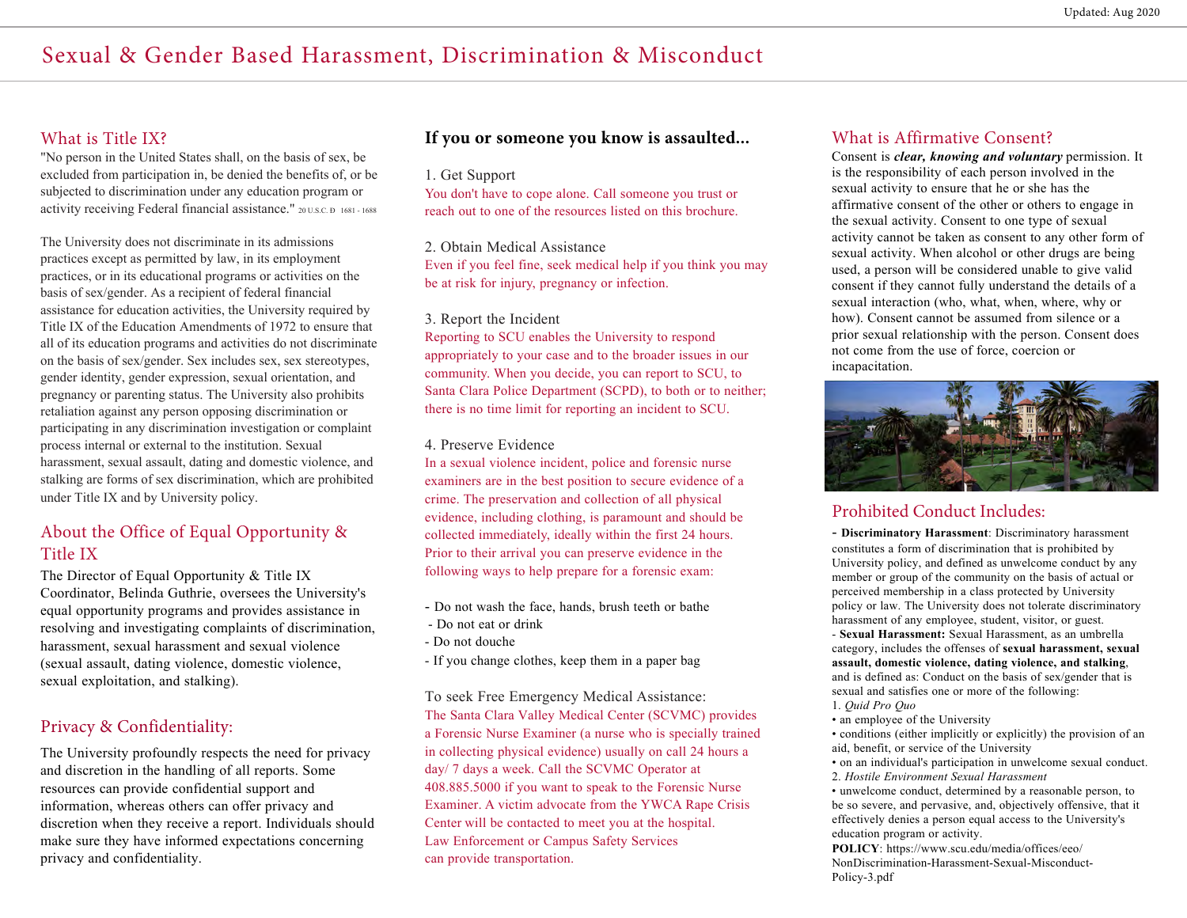# Sexual & Gender Based Harassment, Discrimination & Misconduct

## What is Title IX?

"No person in the United States shall, on the basis of sex, be excluded from participation in, be denied the benefits of, or be subjected to discrimination under any education program or activity receiving Federal financial assistance." 20 U.S.C. Đ 1681 - 1688

The University does not discriminate in its admissions practices except as permitted by law, in its employment practices, or in its educational programs or activities on the basis of sex/gender. As a recipient of federal financial assistance for education activities, the University required by Title IX of the Education Amendments of 1972 to ensure that all of its education programs and activities do not discriminate on the basis of sex/gender. Sex includes sex, sex stereotypes, gender identity, gender expression, sexual orientation, and pregnancy or parenting status. The University also prohibits retaliation against any person opposing discrimination or participating in any discrimination investigation or complaint process internal or external to the institution. Sexual harassment, sexual assault, dating and domestic violence, and stalking are forms of sex discrimination, which are prohibited under Title IX and by University policy.

## About the Office of Equal Opportunity & Title IX

The Director of Equal Opportunity & Title IX Coordinator, Belinda Guthrie, oversees the University's equal opportunity programs and provides assistance in resolving and investigating complaints of discrimination, harassment, sexual harassment and sexual violence (sexual assault, dating violence, domestic violence, sexual exploitation, and stalking).

## Privacy & Confidentiality:

The University profoundly respects the need for privacy and discretion in the handling of all reports. Some resources can provide confidential support and information, whereas others can offer privacy and discretion when they receive a report. Individuals should make sure they have informed expectations concerning privacy and confidentiality.

## If you or someone you know is assaulted...

1. Get Support

You don't have to cope alone. Call someone you trust or reach out to one of the resources listed on this brochure.

2. Obtain Medical Assistance

Even if you feel fine, seek medical help if you think you may be at risk for injury, pregnancy or infection.

3. Report the Incident

Reporting to SCU enables the University to respond appropriately to your case and to the broader issues in our community. When you decide, you can report to SCU, to Santa Clara Police Department (SCPD), to both or to neither; there is no time limit for reporting an incident to SCU.

4. Preserve Evidence

In a sexual violence incident, police and forensic nurse examiners are in the best position to secure evidence of a crime. The preservation and collection of all physical evidence, including clothing, is paramount and should be collected immediately, ideally within the first 24 hours. Prior to their arrival you can preserve evidence in the following ways to help prepare for a forensic exam:

- Do not wash the face, hands, brush teeth or bathe
- Do not eat or drink
- Do not douche
- If you change clothes, keep them in a paper bag

To seek Free Emergency Medical Assistance:

The Santa Clara Valley Medical Center (SCVMC) provides a Forensic Nurse Examiner (a nurse who is specially trained in collecting physical evidence) usually on call 24 hours a day/ 7 days a week. Call the SCVMC Operator at 408.885.5000 if you want to speak to the Forensic Nurse Examiner. A victim advocate from the YWCA Rape Crisis Center will be contacted to meet you at the hospital. Law Enforcement or Campus Safety Services can provide transportation.

## What is Affirmative Consent?

Consent is ***clear, knowing and voluntary*** permission. It is the responsibility of each person involved in the sexual activity to ensure that he or she has the affirmative consent of the other or others to engage in the sexual activity. Consent to one type of sexual activity cannot be taken as consent to any other form of sexual activity. When alcohol or other drugs are being used, a person will be considered unable to give valid consent if they cannot fully understand the details of a sexual interaction (who, what, when, where, why or how). Consent cannot be assumed from silence or a prior sexual relationship with the person. Consent does not come from the use of force, coercion or incapacitation.

## Prohibited Conduct Includes:

- **Discriminatory Harassment**: Discriminatory harassment constitutes a form of discrimination that is prohibited by University policy, and defined as unwelcome conduct by any member or group of the community on the basis of actual or perceived membership in a class protected by University policy or law. The University does not tolerate discriminatory harassment of any employee, student, visitor, or guest.
- **Sexual Harassment:** Sexual Harassment, as an umbrella category, includes the offenses of **sexual harassment, sexual assault, domestic violence, dating violence, and stalking**, and is defined as: Conduct on the basis of sex/gender that is sexual and satisfies one or more of the following:

1. *Quid Pro Quo*
   - an employee of the University
   - conditions (either implicitly or explicitly) the provision of an aid, benefit, or service of the University
   - on an individual's participation in unwelcome sexual conduct.
2. *Hostile Environment Sexual Harassment*
   - unwelcome conduct, determined by a reasonable person, to be so severe, and pervasive, and, objectively offensive, that it effectively denies a person equal access to the University's education program or activity.

**POLICY**: https://www.scu.edu/media/offices/eeo/NonDiscrimination-Harassment-Sexual-Misconduct-Policy-3.pdf